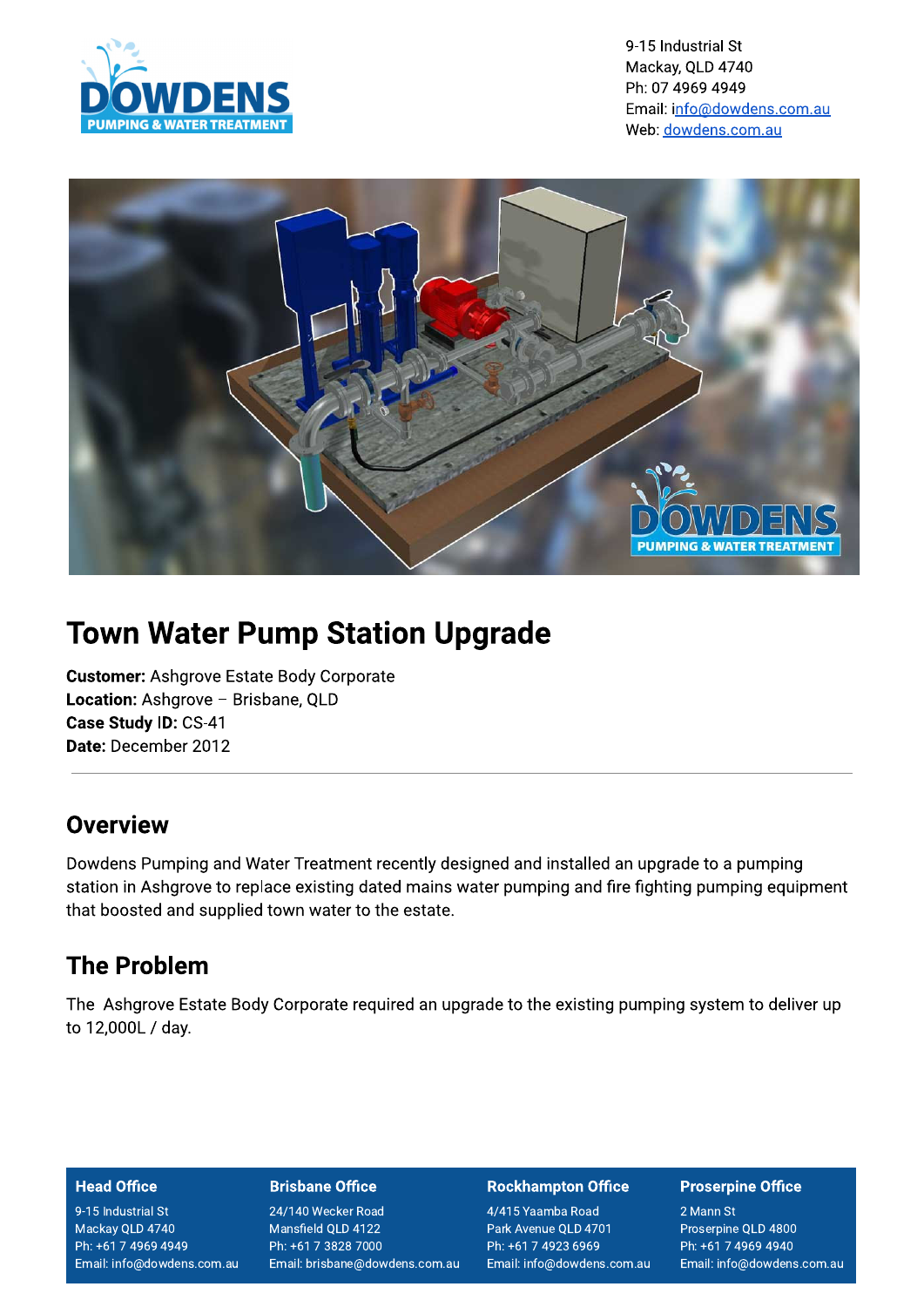9-15 Industrial St
Mackay, QLD 4740
Ph: 07 4969 4949
Email: info@dowdens.com.au
Web: dowdens.com.au

# Town Water Pump Station Upgrade

**Customer:** Ashgrove Estate Body Corporate
**Location:** Ashgrove – Brisbane, QLD
**Case Study ID:** CS-41
**Date:** December 2012

---

## Overview

Dowdens Pumping and Water Treatment recently designed and installed an upgrade to a pumping station in Ashgrove to replace existing dated mains water pumping and fire fighting pumping equipment that boosted and supplied town water to the estate.

## The Problem

The Ashgrove Estate Body Corporate required an upgrade to the existing pumping system to deliver up to 12,000L / day.

**Head Office**
9-15 Industrial St
Mackay QLD 4740
Ph: +61 7 4969 4949
Email: info@dowdens.com.au

**Brisbane Office**
24/140 Wecker Road
Mansfield QLD 4122
Ph: +61 7 3828 7000
Email: brisbane@dowdens.com.au

**Rockhampton Office**
4/415 Yaamba Road
Park Avenue QLD 4701
Ph: +61 7 4923 6969
Email: info@dowdens.com.au

**Proserpine Office**
2 Mann St
Proserpine QLD 4800
Ph: +61 7 4969 4940
Email: info@dowdens.com.au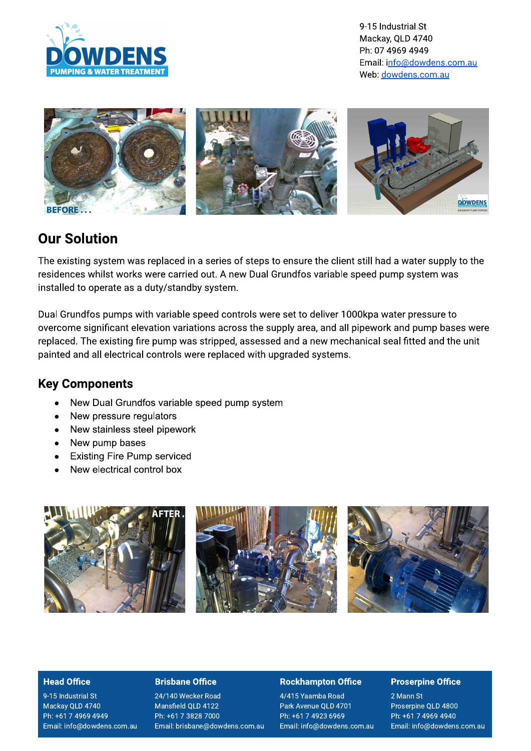9-15 Industrial St
Mackay, QLD 4740
Ph: 07 4969 4949
Email: info@dowdens.com.au
Web: dowdens.com.au

## Our Solution

The existing system was replaced in a series of steps to ensure the client still had a water supply to the residences whilst works were carried out. A new Dual Grundfos variable speed pump system was installed to operate as a duty/standby system.

Dual Grundfos pumps with variable speed controls were set to deliver 1000kpa water pressure to overcome significant elevation variations across the supply area, and all pipework and pump bases were replaced. The existing fire pump was stripped, assessed and a new mechanical seal fitted and the unit painted and all electrical controls were replaced with upgraded systems.

## Key Components

- New Dual Grundfos variable speed pump system
- New pressure regulators
- New stainless steel pipework
- New pump bases
- Existing Fire Pump serviced
- New electrical control box

| Head Office | Brisbane Office | Rockhampton Office | Proserpine Office |
|---|---|---|---|
| 9-15 Industrial St | 24/140 Wecker Road | 4/415 Yaamba Road | 2 Mann St |
| Mackay QLD 4740 | Mansfield QLD 4122 | Park Avenue QLD 4701 | Proserpine QLD 4800 |
| Ph: +61 7 4969 4949 | Ph: +61 7 3828 7000 | Ph: +61 7 4923 6969 | Ph: +61 7 4969 4940 |
| Email: info@dowdens.com.au | Email: brisbane@dowdens.com.au | Email: info@dowdens.com.au | Email: info@dowdens.com.au |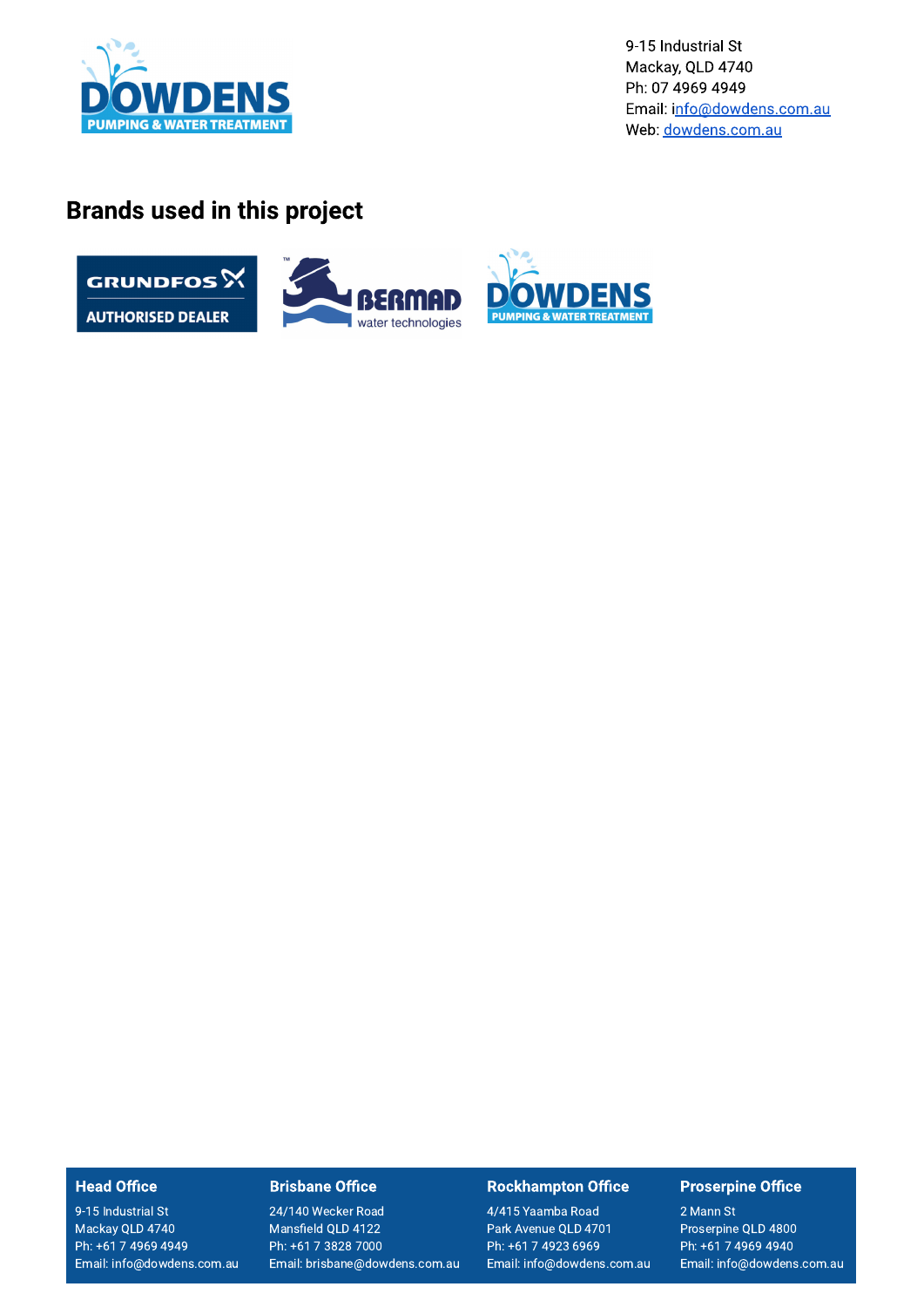9-15 Industrial St
Mackay, QLD 4740
Ph: 07 4969 4949
Email: info@dowdens.com.au
Web: dowdens.com.au

## Brands used in this project

**Head Office**
9-15 Industrial St
Mackay QLD 4740
Ph: +61 7 4969 4949
Email: info@dowdens.com.au

**Brisbane Office**
24/140 Wecker Road
Mansfield QLD 4122
Ph: +61 7 3828 7000
Email: brisbane@dowdens.com.au

**Rockhampton Office**
4/415 Yaamba Road
Park Avenue QLD 4701
Ph: +61 7 4923 6969
Email: info@dowdens.com.au

**Proserpine Office**
2 Mann St
Proserpine QLD 4800
Ph: +61 7 4969 4940
Email: info@dowdens.com.au